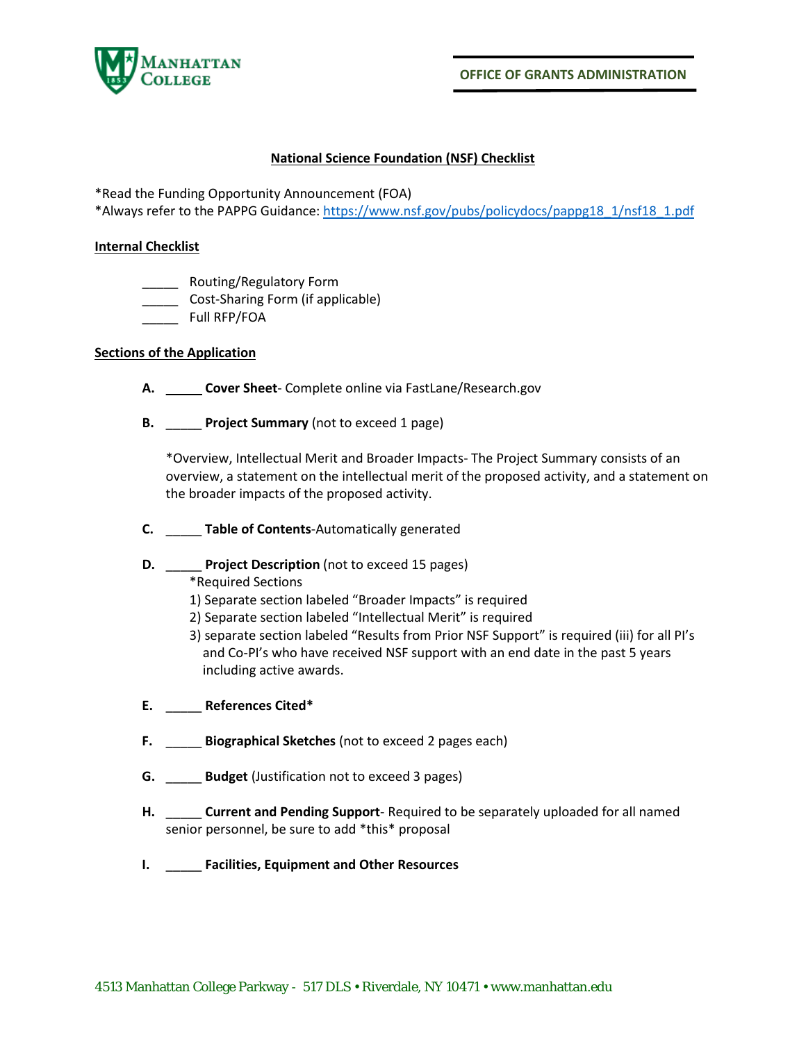OFFICE OF GRANTS ADMINISTRATION

# National Science Foundation (NSF) Checklist

*Read the Funding Opportunity Announcement (FOA)
*Always refer to the PAPPG Guidance: https://www.nsf.gov/pubs/policydocs/pappg18_1/nsf18_1.pdf

## Internal Checklist

_____ Routing/Regulatory Form
_____ Cost-Sharing Form (if applicable)
_____ Full RFP/FOA

## Sections of the Application

**A.** _____ **Cover Sheet**- Complete online via FastLane/Research.gov

**B.** _____ **Project Summary** (not to exceed 1 page)

*Overview, Intellectual Merit and Broader Impacts- The Project Summary consists of an overview, a statement on the intellectual merit of the proposed activity, and a statement on the broader impacts of the proposed activity.

**C.** _____ **Table of Contents**-Automatically generated

**D.** _____ **Project Description** (not to exceed 15 pages)
*Required Sections
1) Separate section labeled "Broader Impacts" is required
2) Separate section labeled "Intellectual Merit" is required
3) separate section labeled "Results from Prior NSF Support" is required (iii) for all PI's and Co-PI's who have received NSF support with an end date in the past 5 years including active awards.

**E.** _____ **References Cited***

**F.** _____ **Biographical Sketches** (not to exceed 2 pages each)

**G.** _____ **Budget** (Justification not to exceed 3 pages)

**H.** _____ **Current and Pending Support**- Required to be separately uploaded for all named senior personnel, be sure to add *this* proposal

**I.** _____ **Facilities, Equipment and Other Resources**

4513 Manhattan College Parkway - 517 DLS • Riverdale, NY 10471 • www.manhattan.edu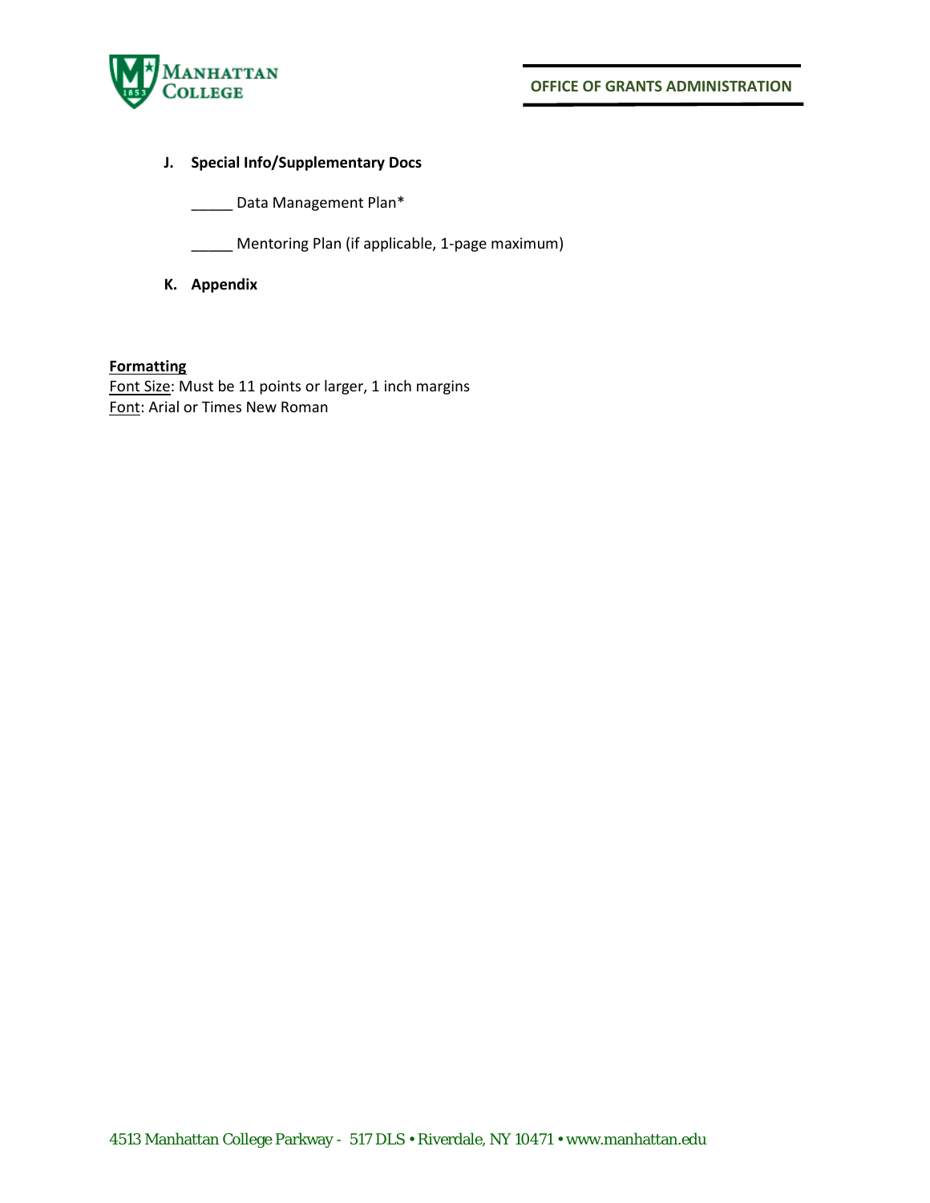**J. Special Info/Supplementary Docs**

_____ Data Management Plan*

_____ Mentoring Plan (if applicable, 1-page maximum)

**K. Appendix**

**Formatting**
Font Size: Must be 11 points or larger, 1 inch margins
Font: Arial or Times New Roman